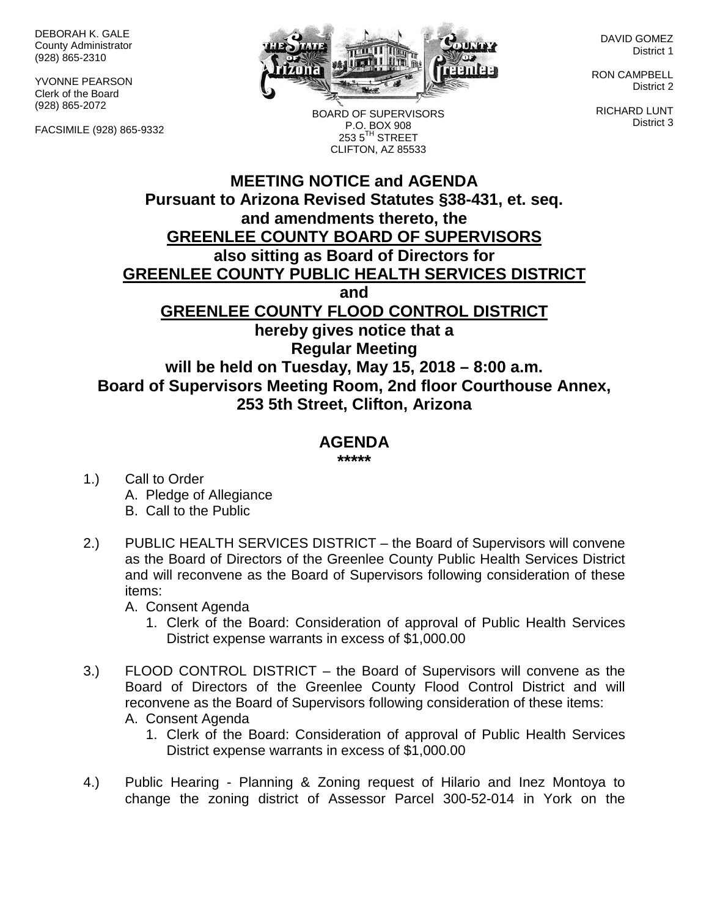DEBORAH K. GALE
County Administrator
(928) 865-2310

YVONNE PEARSON
Clerk of the Board
(928) 865-2072

FACSIMILE (928) 865-9332

BOARD OF SUPERVISORS
P.O. BOX 908
253 5TH STREET
CLIFTON, AZ 85533

DAVID GOMEZ
District 1

RON CAMPBELL
District 2

RICHARD LUNT
District 3

# MEETING NOTICE and AGENDA

**Pursuant to Arizona Revised Statutes §38-431, et. seq.**
**and amendments thereto, the**
**GREENLEE COUNTY BOARD OF SUPERVISORS**
**also sitting as Board of Directors for**
**GREENLEE COUNTY PUBLIC HEALTH SERVICES DISTRICT**
**and**
**GREENLEE COUNTY FLOOD CONTROL DISTRICT**
**hereby gives notice that a**
**Regular Meeting**
**will be held on Tuesday, May 15, 2018 – 8:00 a.m.**
**Board of Supervisors Meeting Room, 2nd floor Courthouse Annex,**
**253 5th Street, Clifton, Arizona**

## AGENDA

*****

1.) Call to Order
   A. Pledge of Allegiance
   B. Call to the Public

2.) PUBLIC HEALTH SERVICES DISTRICT – the Board of Supervisors will convene as the Board of Directors of the Greenlee County Public Health Services District and will reconvene as the Board of Supervisors following consideration of these items:
   A. Consent Agenda
      1. Clerk of the Board: Consideration of approval of Public Health Services District expense warrants in excess of $1,000.00

3.) FLOOD CONTROL DISTRICT – the Board of Supervisors will convene as the Board of Directors of the Greenlee County Flood Control District and will reconvene as the Board of Supervisors following consideration of these items:
   A. Consent Agenda
      1. Clerk of the Board: Consideration of approval of Public Health Services District expense warrants in excess of $1,000.00

4.) Public Hearing - Planning & Zoning request of Hilario and Inez Montoya to change the zoning district of Assessor Parcel 300-52-014 in York on the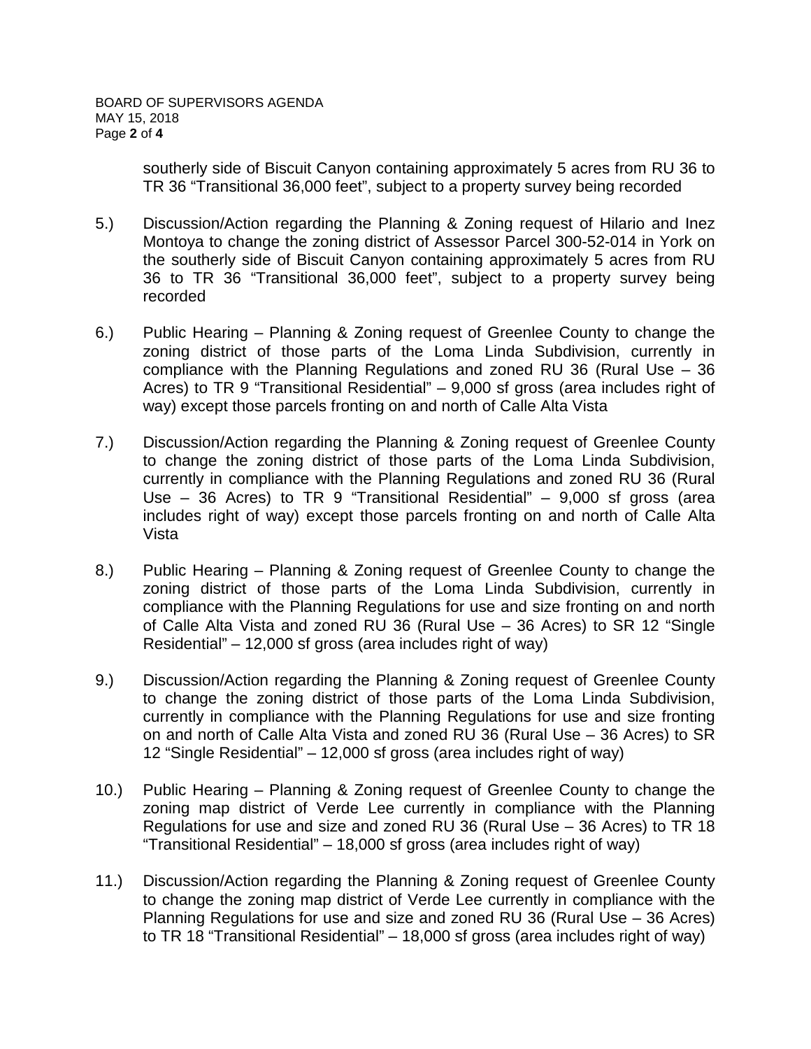southerly side of Biscuit Canyon containing approximately 5 acres from RU 36 to TR 36 “Transitional 36,000 feet”, subject to a property survey being recorded

5.) Discussion/Action regarding the Planning & Zoning request of Hilario and Inez Montoya to change the zoning district of Assessor Parcel 300-52-014 in York on the southerly side of Biscuit Canyon containing approximately 5 acres from RU 36 to TR 36 “Transitional 36,000 feet”, subject to a property survey being recorded

6.) Public Hearing – Planning & Zoning request of Greenlee County to change the zoning district of those parts of the Loma Linda Subdivision, currently in compliance with the Planning Regulations and zoned RU 36 (Rural Use – 36 Acres) to TR 9 “Transitional Residential” – 9,000 sf gross (area includes right of way) except those parcels fronting on and north of Calle Alta Vista

7.) Discussion/Action regarding the Planning & Zoning request of Greenlee County to change the zoning district of those parts of the Loma Linda Subdivision, currently in compliance with the Planning Regulations and zoned RU 36 (Rural Use – 36 Acres) to TR 9 “Transitional Residential” – 9,000 sf gross (area includes right of way) except those parcels fronting on and north of Calle Alta Vista

8.) Public Hearing – Planning & Zoning request of Greenlee County to change the zoning district of those parts of the Loma Linda Subdivision, currently in compliance with the Planning Regulations for use and size fronting on and north of Calle Alta Vista and zoned RU 36 (Rural Use – 36 Acres) to SR 12 “Single Residential” – 12,000 sf gross (area includes right of way)

9.) Discussion/Action regarding the Planning & Zoning request of Greenlee County to change the zoning district of those parts of the Loma Linda Subdivision, currently in compliance with the Planning Regulations for use and size fronting on and north of Calle Alta Vista and zoned RU 36 (Rural Use – 36 Acres) to SR 12 “Single Residential” – 12,000 sf gross (area includes right of way)

10.) Public Hearing – Planning & Zoning request of Greenlee County to change the zoning map district of Verde Lee currently in compliance with the Planning Regulations for use and size and zoned RU 36 (Rural Use – 36 Acres) to TR 18 “Transitional Residential” – 18,000 sf gross (area includes right of way)

11.) Discussion/Action regarding the Planning & Zoning request of Greenlee County to change the zoning map district of Verde Lee currently in compliance with the Planning Regulations for use and size and zoned RU 36 (Rural Use – 36 Acres) to TR 18 “Transitional Residential” – 18,000 sf gross (area includes right of way)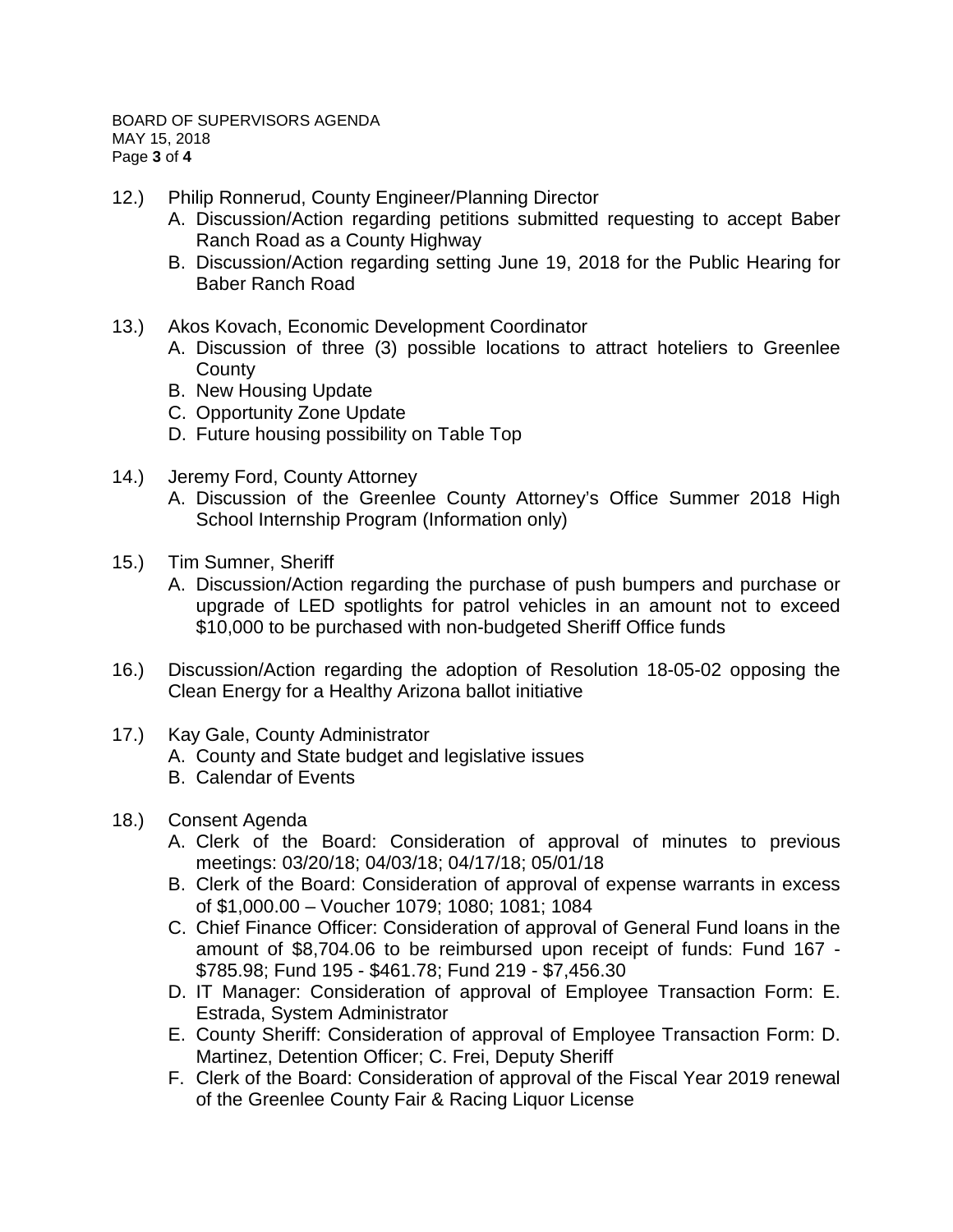12.) Philip Ronnerud, County Engineer/Planning Director
   A. Discussion/Action regarding petitions submitted requesting to accept Baber Ranch Road as a County Highway
   B. Discussion/Action regarding setting June 19, 2018 for the Public Hearing for Baber Ranch Road

13.) Akos Kovach, Economic Development Coordinator
   A. Discussion of three (3) possible locations to attract hoteliers to Greenlee County
   B. New Housing Update
   C. Opportunity Zone Update
   D. Future housing possibility on Table Top

14.) Jeremy Ford, County Attorney
   A. Discussion of the Greenlee County Attorney's Office Summer 2018 High School Internship Program (Information only)

15.) Tim Sumner, Sheriff
   A. Discussion/Action regarding the purchase of push bumpers and purchase or upgrade of LED spotlights for patrol vehicles in an amount not to exceed $10,000 to be purchased with non-budgeted Sheriff Office funds

16.) Discussion/Action regarding the adoption of Resolution 18-05-02 opposing the Clean Energy for a Healthy Arizona ballot initiative

17.) Kay Gale, County Administrator
   A. County and State budget and legislative issues
   B. Calendar of Events

18.) Consent Agenda
   A. Clerk of the Board: Consideration of approval of minutes to previous meetings: 03/20/18; 04/03/18; 04/17/18; 05/01/18
   B. Clerk of the Board: Consideration of approval of expense warrants in excess of $1,000.00 – Voucher 1079; 1080; 1081; 1084
   C. Chief Finance Officer: Consideration of approval of General Fund loans in the amount of $8,704.06 to be reimbursed upon receipt of funds: Fund 167 - $785.98; Fund 195 - $461.78; Fund 219 - $7,456.30
   D. IT Manager: Consideration of approval of Employee Transaction Form: E. Estrada, System Administrator
   E. County Sheriff: Consideration of approval of Employee Transaction Form: D. Martinez, Detention Officer; C. Frei, Deputy Sheriff
   F. Clerk of the Board: Consideration of approval of the Fiscal Year 2019 renewal of the Greenlee County Fair & Racing Liquor License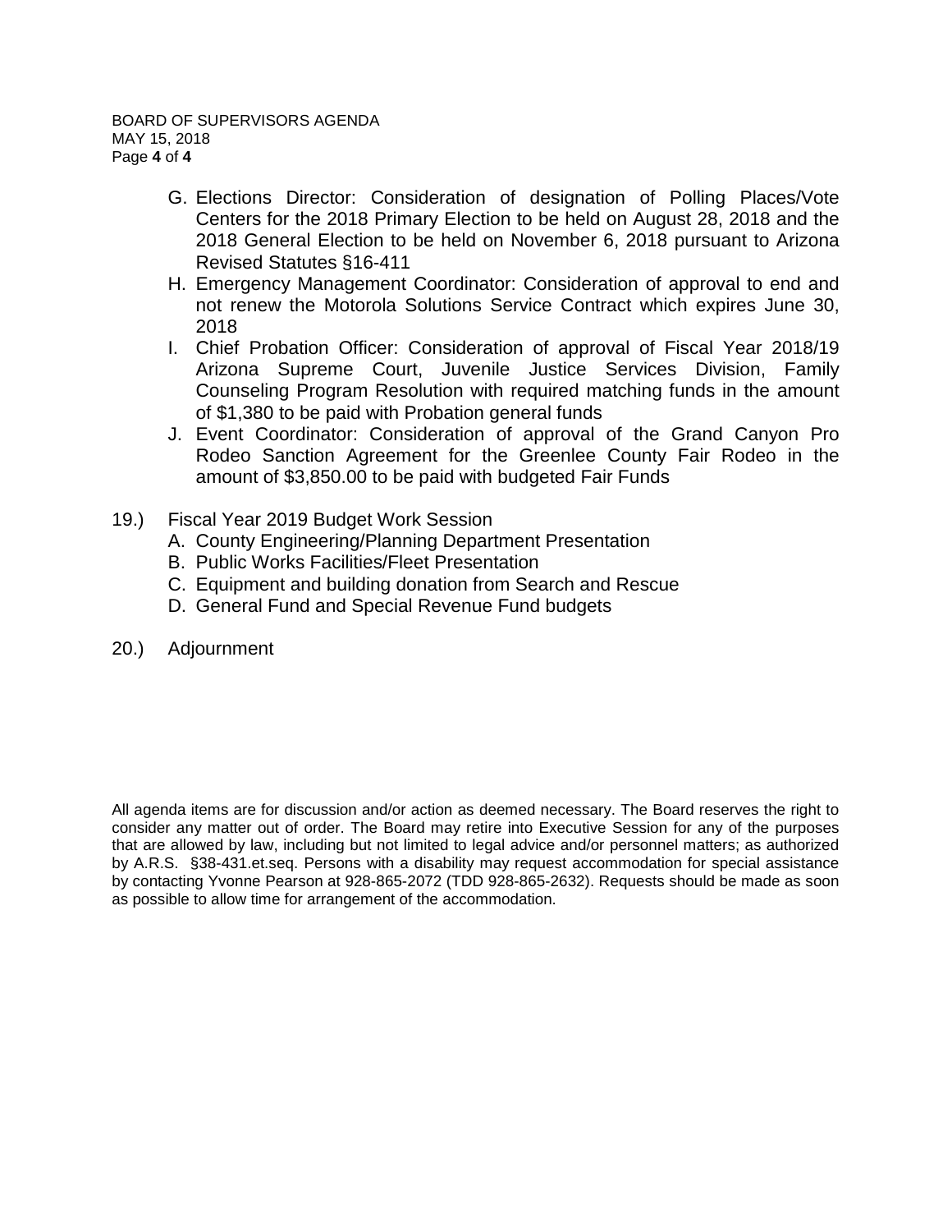G. Elections Director: Consideration of designation of Polling Places/Vote Centers for the 2018 Primary Election to be held on August 28, 2018 and the 2018 General Election to be held on November 6, 2018 pursuant to Arizona Revised Statutes §16-411
H. Emergency Management Coordinator: Consideration of approval to end and not renew the Motorola Solutions Service Contract which expires June 30, 2018
I. Chief Probation Officer: Consideration of approval of Fiscal Year 2018/19 Arizona Supreme Court, Juvenile Justice Services Division, Family Counseling Program Resolution with required matching funds in the amount of $1,380 to be paid with Probation general funds
J. Event Coordinator: Consideration of approval of the Grand Canyon Pro Rodeo Sanction Agreement for the Greenlee County Fair Rodeo in the amount of $3,850.00 to be paid with budgeted Fair Funds

19.) Fiscal Year 2019 Budget Work Session
A. County Engineering/Planning Department Presentation
B. Public Works Facilities/Fleet Presentation
C. Equipment and building donation from Search and Rescue
D. General Fund and Special Revenue Fund budgets

20.) Adjournment

All agenda items are for discussion and/or action as deemed necessary. The Board reserves the right to consider any matter out of order. The Board may retire into Executive Session for any of the purposes that are allowed by law, including but not limited to legal advice and/or personnel matters; as authorized by A.R.S. §38-431.et.seq. Persons with a disability may request accommodation for special assistance by contacting Yvonne Pearson at 928-865-2072 (TDD 928-865-2632). Requests should be made as soon as possible to allow time for arrangement of the accommodation.